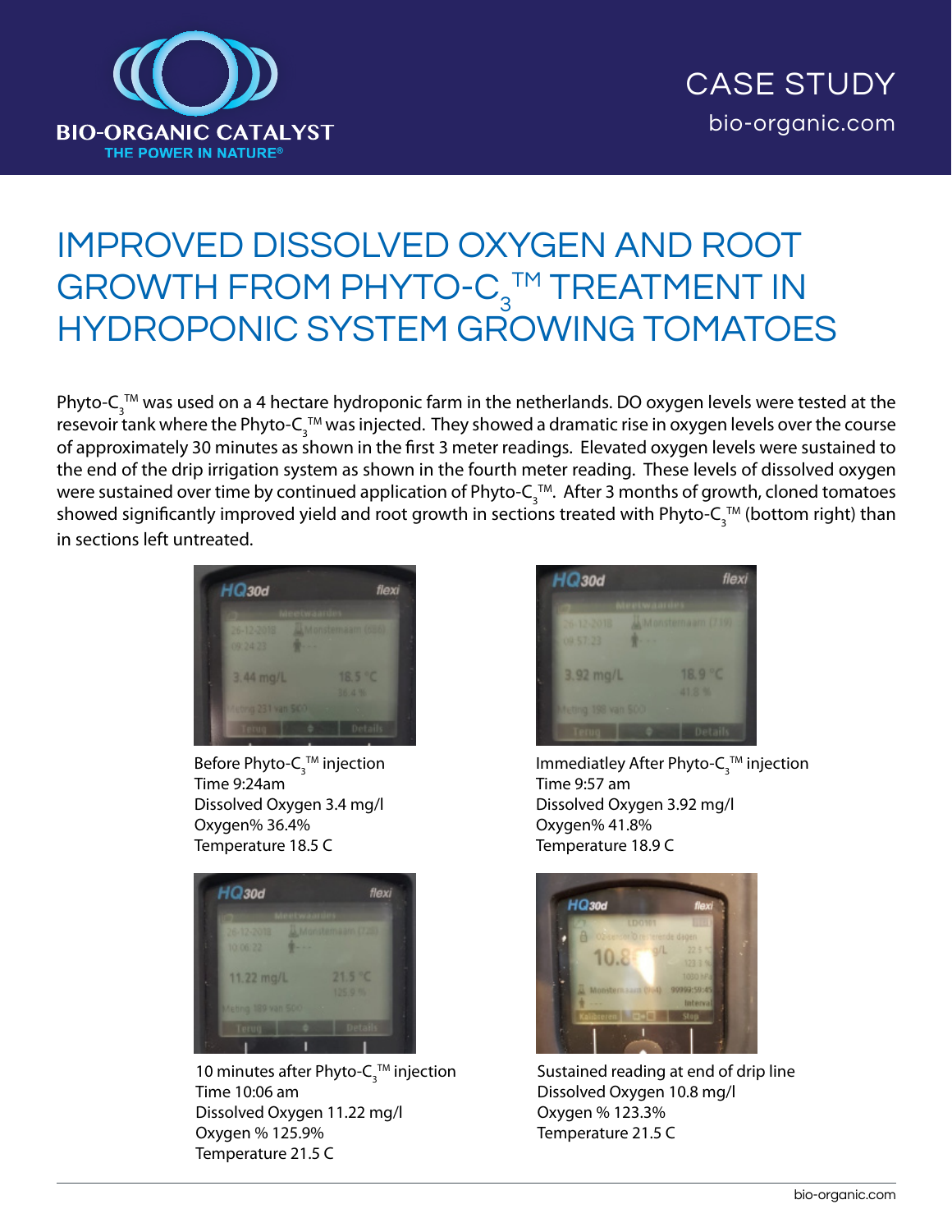BIO-ORGANIC CATALYST
THE POWER IN NATURE®

CASE STUDY
bio-organic.com

# IMPROVED DISSOLVED OXYGEN AND ROOT GROWTH FROM PHYTO-$C_3$™ TREATMENT IN HYDROPONIC SYSTEM GROWING TOMATOES

Phyto-$C_3$™ was used on a 4 hectare hydroponic farm in the netherlands. DO oxygen levels were tested at the resevoir tank where the Phyto-$C_3$™ was injected. They showed a dramatic rise in oxygen levels over the course of approximately 30 minutes as shown in the first 3 meter readings. Elevated oxygen levels were sustained to the end of the drip irrigation system as shown in the fourth meter reading. These levels of dissolved oxygen were sustained over time by continued application of Phyto-$C_3$™. After 3 months of growth, cloned tomatoes showed significantly improved yield and root growth in sections treated with Phyto-$C_3$™ (bottom right) than in sections left untreated.

Before Phyto-$C_3$™ injection
Time 9:24am
Dissolved Oxygen 3.4 mg/l
Oxygen% 36.4%
Temperature 18.5 C

Immediatley After Phyto-$C_3$™ injection
Time 9:57 am
Dissolved Oxygen 3.92 mg/l
Oxygen% 41.8%
Temperature 18.9 C

10 minutes after Phyto-$C_3$™ injection
Time 10:06 am
Dissolved Oxygen 11.22 mg/l
Oxygen % 125.9%
Temperature 21.5 C

Sustained reading at end of drip line
Dissolved Oxygen 10.8 mg/l
Oxygen % 123.3%
Temperature 21.5 C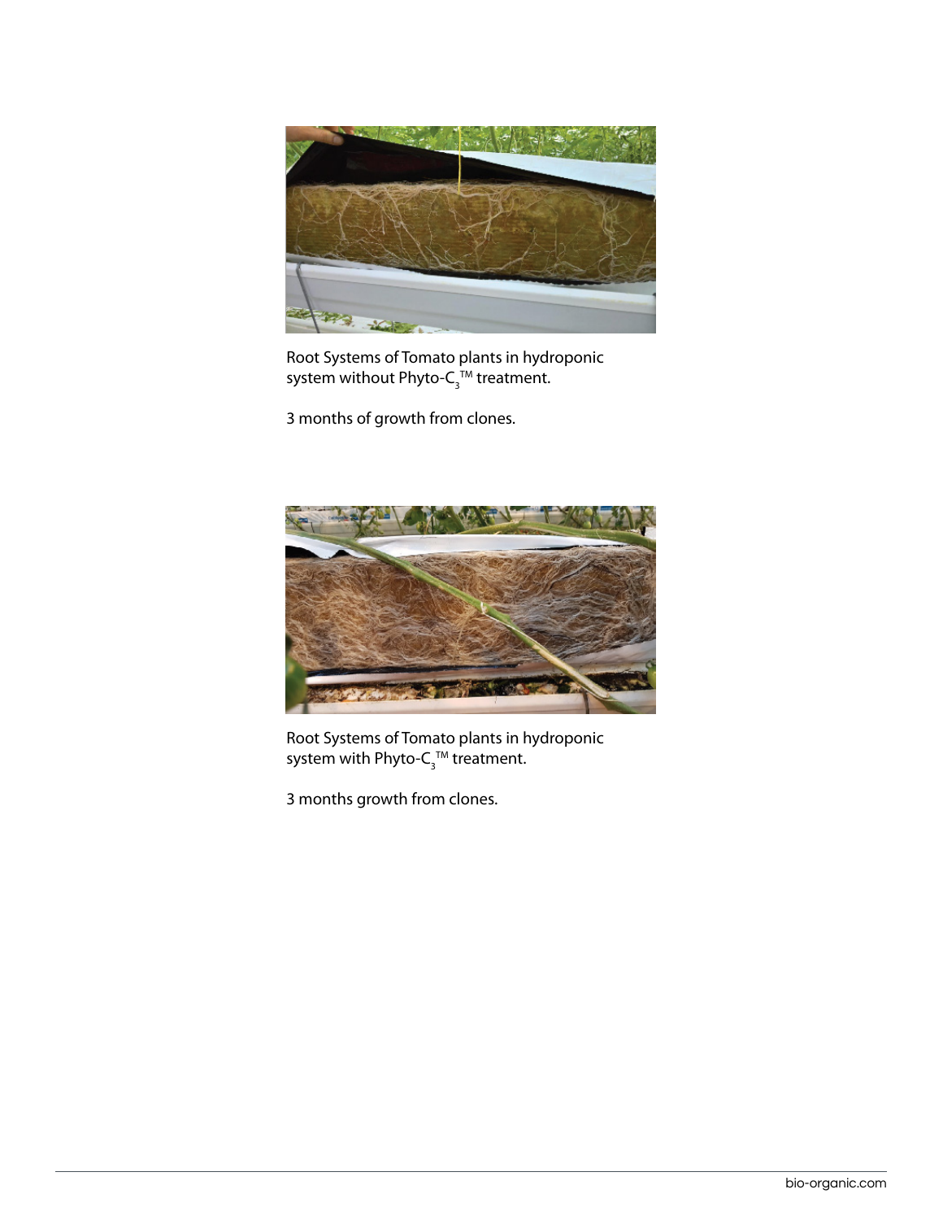Root Systems of Tomato plants in hydroponic system without Phyto-$C_3$™ treatment.

3 months of growth from clones.

Root Systems of Tomato plants in hydroponic system with Phyto-$C_3$™ treatment.

3 months growth from clones.